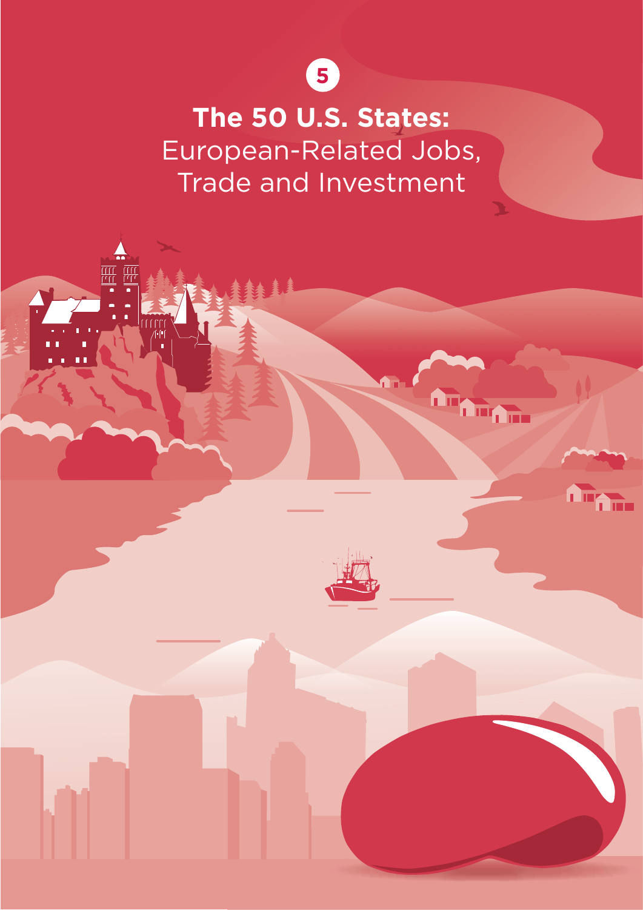5

# The 50 U.S. States: European-Related Jobs, Trade and Investment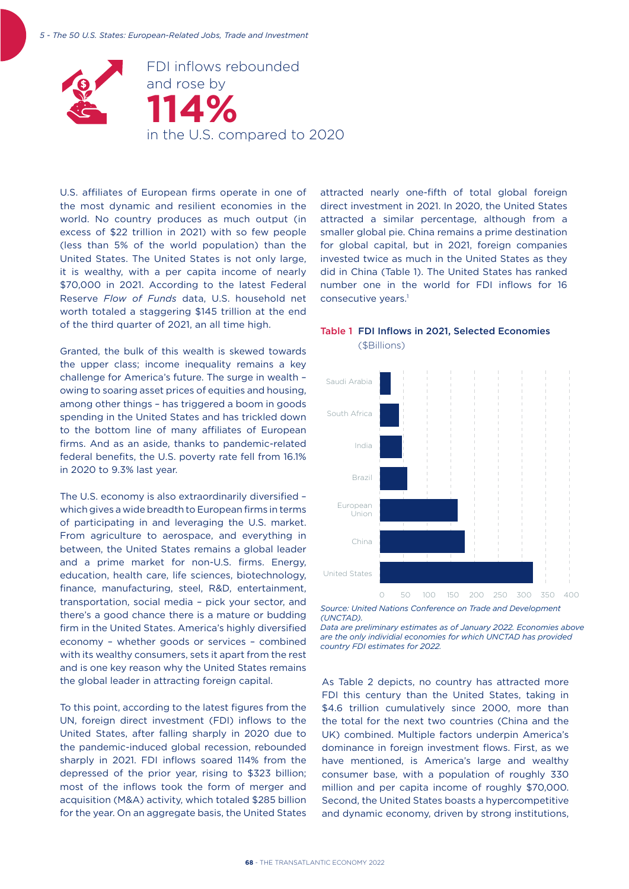FDI inflows rebounded and rose by

# 114%

in the U.S. compared to 2020

U.S. affiliates of European firms operate in one of the most dynamic and resilient economies in the world. No country produces as much output (in excess of $22 trillion in 2021) with so few people (less than 5% of the world population) than the United States. The United States is not only large, it is wealthy, with a per capita income of nearly $70,000 in 2021. According to the latest Federal Reserve *Flow of Funds* data, U.S. household net worth totaled a staggering $145 trillion at the end of the third quarter of 2021, an all time high.

Granted, the bulk of this wealth is skewed towards the upper class; income inequality remains a key challenge for America's future. The surge in wealth – owing to soaring asset prices of equities and housing, among other things – has triggered a boom in goods spending in the United States and has trickled down to the bottom line of many affiliates of European firms. And as an aside, thanks to pandemic-related federal benefits, the U.S. poverty rate fell from 16.1% in 2020 to 9.3% last year.

The U.S. economy is also extraordinarily diversified – which gives a wide breadth to European firms in terms of participating in and leveraging the U.S. market. From agriculture to aerospace, and everything in between, the United States remains a global leader and a prime market for non-U.S. firms. Energy, education, health care, life sciences, biotechnology, finance, manufacturing, steel, R&D, entertainment, transportation, social media – pick your sector, and there's a good chance there is a mature or budding firm in the United States. America's highly diversified economy – whether goods or services – combined with its wealthy consumers, sets it apart from the rest and is one key reason why the United States remains the global leader in attracting foreign capital.

To this point, according to the latest figures from the UN, foreign direct investment (FDI) inflows to the United States, after falling sharply in 2020 due to the pandemic-induced global recession, rebounded sharply in 2021. FDI inflows soared 114% from the depressed of the prior year, rising to $323 billion; most of the inflows took the form of merger and acquisition (M&A) activity, which totaled $285 billion for the year. On an aggregate basis, the United States attracted nearly one-fifth of total global foreign direct investment in 2021. In 2020, the United States attracted a similar percentage, although from a smaller global pie. China remains a prime destination for global capital, but in 2021, foreign companies invested twice as much in the United States as they did in China (Table 1). The United States has ranked number one in the world for FDI inflows for 16 consecutive years.[1]

**Table 1 FDI Inflows in 2021, Selected Economies**
($Billions)

| Economy | FDI Inflows ($Billions, approx. from chart) |
|---|---|
| Saudi Arabia | ~23 |
| South Africa | ~41 |
| India | ~47 |
| Brazil | ~58 |
| European Union | ~164 |
| China | ~179 |
| United States | ~323 |

*Source: United Nations Conference on Trade and Development (UNCTAD).*
*Data are preliminary estimates as of January 2022. Economies above are the only individial economies for which UNCTAD has provided country FDI estimates for 2022.*

As Table 2 depicts, no country has attracted more FDI this century than the United States, taking in $4.6 trillion cumulatively since 2000, more than the total for the next two countries (China and the UK) combined. Multiple factors underpin America's dominance in foreign investment flows. First, as we have mentioned, is America's large and wealthy consumer base, with a population of roughly 330 million and per capita income of roughly $70,000. Second, the United States boasts a hypercompetitive and dynamic economy, driven by strong institutions,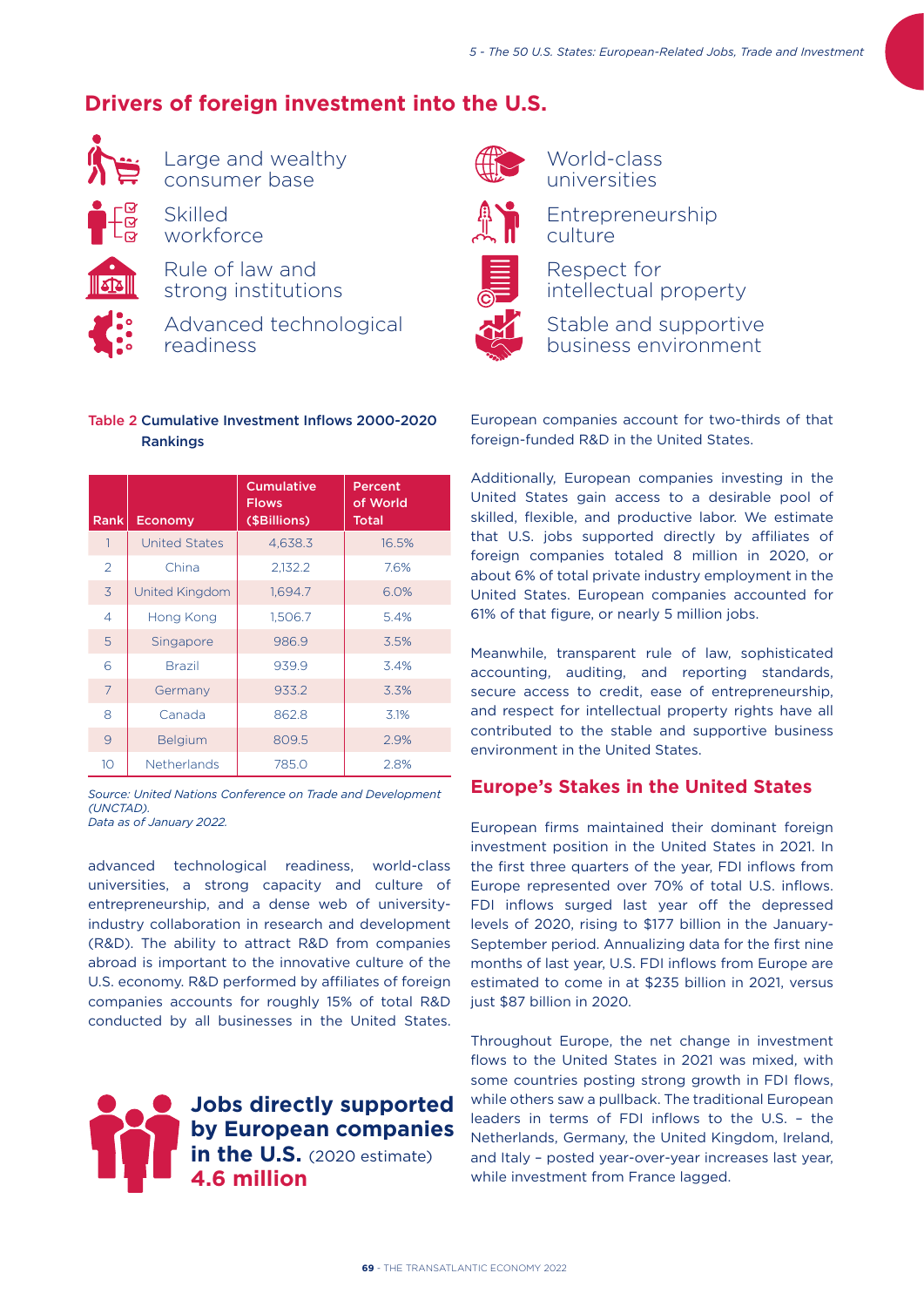## Drivers of foreign investment into the U.S.

- Large and wealthy consumer base
- Skilled workforce
- Rule of law and strong institutions
- Advanced technological readiness
- World-class universities
- Entrepreneurship culture
- Respect for intellectual property
- Stable and supportive business environment

**Table 2 Cumulative Investment Inflows 2000-2020 Rankings**

| Rank | Economy | Cumulative Flows ($Billions) | Percent of World Total |
|---|---|---|---|
| 1 | United States | 4,638.3 | 16.5% |
| 2 | China | 2,132.2 | 7.6% |
| 3 | United Kingdom | 1,694.7 | 6.0% |
| 4 | Hong Kong | 1,506.7 | 5.4% |
| 5 | Singapore | 986.9 | 3.5% |
| 6 | Brazil | 939.9 | 3.4% |
| 7 | Germany | 933.2 | 3.3% |
| 8 | Canada | 862.8 | 3.1% |
| 9 | Belgium | 809.5 | 2.9% |
| 10 | Netherlands | 785.0 | 2.8% |

*Source: United Nations Conference on Trade and Development (UNCTAD).*
*Data as of January 2022.*

advanced technological readiness, world-class universities, a strong capacity and culture of entrepreneurship, and a dense web of university-industry collaboration in research and development (R&D). The ability to attract R&D from companies abroad is important to the innovative culture of the U.S. economy. R&D performed by affiliates of foreign companies accounts for roughly 15% of total R&D conducted by all businesses in the United States.

**Jobs directly supported by European companies in the U.S.** (2020 estimate) **4.6 million**

European companies account for two-thirds of that foreign-funded R&D in the United States.

Additionally, European companies investing in the United States gain access to a desirable pool of skilled, flexible, and productive labor. We estimate that U.S. jobs supported directly by affiliates of foreign companies totaled 8 million in 2020, or about 6% of total private industry employment in the United States. European companies accounted for 61% of that figure, or nearly 5 million jobs.

Meanwhile, transparent rule of law, sophisticated accounting, auditing, and reporting standards, secure access to credit, ease of entrepreneurship, and respect for intellectual property rights have all contributed to the stable and supportive business environment in the United States.

## Europe's Stakes in the United States

European firms maintained their dominant foreign investment position in the United States in 2021. In the first three quarters of the year, FDI inflows from Europe represented over 70% of total U.S. inflows. FDI inflows surged last year off the depressed levels of 2020, rising to $177 billion in the January-September period. Annualizing data for the first nine months of last year, U.S. FDI inflows from Europe are estimated to come in at $235 billion in 2021, versus just $87 billion in 2020.

Throughout Europe, the net change in investment flows to the United States in 2021 was mixed, with some countries posting strong growth in FDI flows, while others saw a pullback. The traditional European leaders in terms of FDI inflows to the U.S. – the Netherlands, Germany, the United Kingdom, Ireland, and Italy – posted year-over-year increases last year, while investment from France lagged.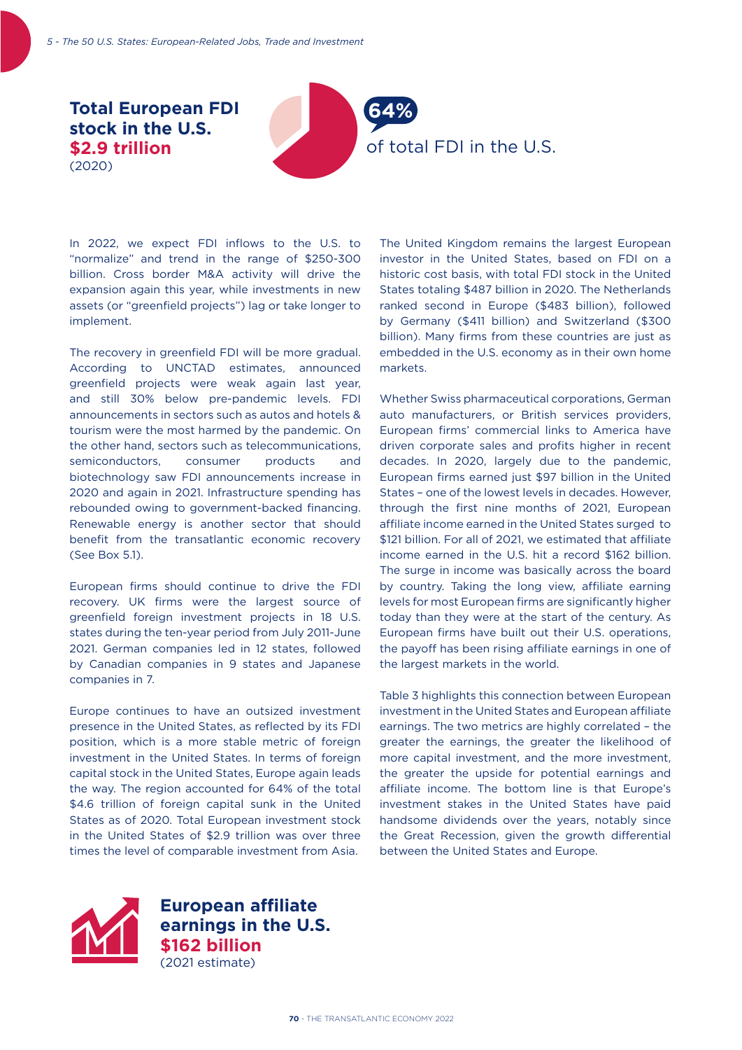**Total European FDI stock in the U.S.**
**$2.9 trillion**
(2020)

**64%**
of total FDI in the U.S.

In 2022, we expect FDI inflows to the U.S. to "normalize" and trend in the range of $250-300 billion. Cross border M&A activity will drive the expansion again this year, while investments in new assets (or "greenfield projects") lag or take longer to implement.

The recovery in greenfield FDI will be more gradual. According to UNCTAD estimates, announced greenfield projects were weak again last year, and still 30% below pre-pandemic levels. FDI announcements in sectors such as autos and hotels & tourism were the most harmed by the pandemic. On the other hand, sectors such as telecommunications, semiconductors, consumer products and biotechnology saw FDI announcements increase in 2020 and again in 2021. Infrastructure spending has rebounded owing to government-backed financing. Renewable energy is another sector that should benefit from the transatlantic economic recovery (See Box 5.1).

European firms should continue to drive the FDI recovery. UK firms were the largest source of greenfield foreign investment projects in 18 U.S. states during the ten-year period from July 2011-June 2021. German companies led in 12 states, followed by Canadian companies in 9 states and Japanese companies in 7.

Europe continues to have an outsized investment presence in the United States, as reflected by its FDI position, which is a more stable metric of foreign investment in the United States. In terms of foreign capital stock in the United States, Europe again leads the way. The region accounted for 64% of the total $4.6 trillion of foreign capital sunk in the United States as of 2020. Total European investment stock in the United States of $2.9 trillion was over three times the level of comparable investment from Asia.

The United Kingdom remains the largest European investor in the United States, based on FDI on a historic cost basis, with total FDI stock in the United States totaling $487 billion in 2020. The Netherlands ranked second in Europe ($483 billion), followed by Germany ($411 billion) and Switzerland ($300 billion). Many firms from these countries are just as embedded in the U.S. economy as in their own home markets.

Whether Swiss pharmaceutical corporations, German auto manufacturers, or British services providers, European firms' commercial links to America have driven corporate sales and profits higher in recent decades. In 2020, largely due to the pandemic, European firms earned just $97 billion in the United States – one of the lowest levels in decades. However, through the first nine months of 2021, European affiliate income earned in the United States surged to $121 billion. For all of 2021, we estimated that affiliate income earned in the U.S. hit a record $162 billion. The surge in income was basically across the board by country. Taking the long view, affiliate earning levels for most European firms are significantly higher today than they were at the start of the century. As European firms have built out their U.S. operations, the payoff has been rising affiliate earnings in one of the largest markets in the world.

Table 3 highlights this connection between European investment in the United States and European affiliate earnings. The two metrics are highly correlated – the greater the earnings, the greater the likelihood of more capital investment, and the more investment, the greater the upside for potential earnings and affiliate income. The bottom line is that Europe's investment stakes in the United States have paid handsome dividends over the years, notably since the Great Recession, given the growth differential between the United States and Europe.

**European affiliate earnings in the U.S.**
**$162 billion**
(2021 estimate)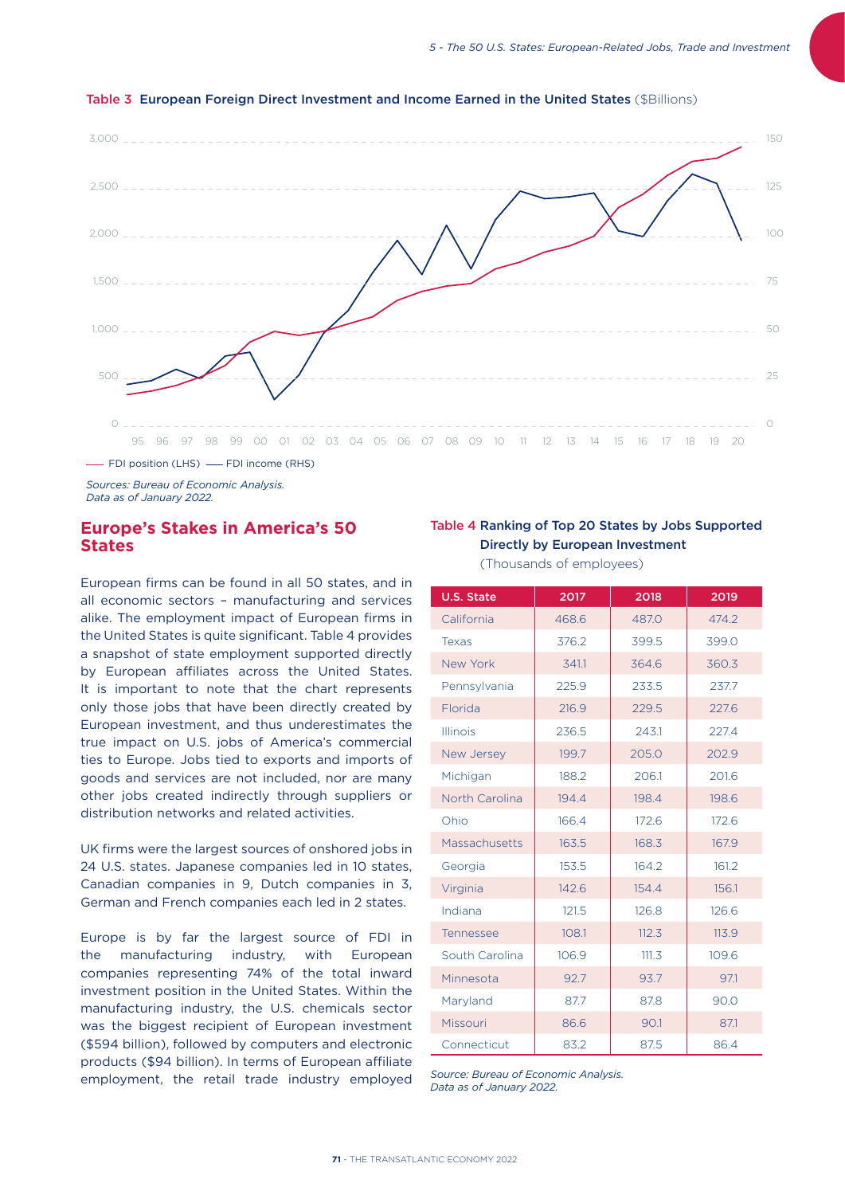**Table 3 European Foreign Direct Investment and Income Earned in the United States** ($Billions)

—— FDI position (LHS) —— FDI income (RHS)

*Sources: Bureau of Economic Analysis.*
*Data as of January 2022.*

## Europe's Stakes in America's 50 States

European firms can be found in all 50 states, and in all economic sectors – manufacturing and services alike. The employment impact of European firms in the United States is quite significant. Table 4 provides a snapshot of state employment supported directly by European affiliates across the United States. It is important to note that the chart represents only those jobs that have been directly created by European investment, and thus underestimates the true impact on U.S. jobs of America's commercial ties to Europe. Jobs tied to exports and imports of goods and services are not included, nor are many other jobs created indirectly through suppliers or distribution networks and related activities.

UK firms were the largest sources of onshored jobs in 24 U.S. states. Japanese companies led in 10 states, Canadian companies in 9, Dutch companies in 3, German and French companies each led in 2 states.

Europe is by far the largest source of FDI in the manufacturing industry, with European companies representing 74% of the total inward investment position in the United States. Within the manufacturing industry, the U.S. chemicals sector was the biggest recipient of European investment ($594 billion), followed by computers and electronic products ($94 billion). In terms of European affiliate employment, the retail trade industry employed

**Table 4 Ranking of Top 20 States by Jobs Supported Directly by European Investment**
(Thousands of employees)

| U.S. State | 2017 | 2018 | 2019 |
|---|---|---|---|
| California | 468.6 | 487.0 | 474.2 |
| Texas | 376.2 | 399.5 | 399.0 |
| New York | 341.1 | 364.6 | 360.3 |
| Pennsylvania | 225.9 | 233.5 | 237.7 |
| Florida | 216.9 | 229.5 | 227.6 |
| Illinois | 236.5 | 243.1 | 227.4 |
| New Jersey | 199.7 | 205.0 | 202.9 |
| Michigan | 188.2 | 206.1 | 201.6 |
| North Carolina | 194.4 | 198.4 | 198.6 |
| Ohio | 166.4 | 172.6 | 172.6 |
| Massachusetts | 163.5 | 168.3 | 167.9 |
| Georgia | 153.5 | 164.2 | 161.2 |
| Virginia | 142.6 | 154.4 | 156.1 |
| Indiana | 121.5 | 126.8 | 126.6 |
| Tennessee | 108.1 | 112.3 | 113.9 |
| South Carolina | 106.9 | 111.3 | 109.6 |
| Minnesota | 92.7 | 93.7 | 97.1 |
| Maryland | 87.7 | 87.8 | 90.0 |
| Missouri | 86.6 | 90.1 | 87.1 |
| Connecticut | 83.2 | 87.5 | 86.4 |

*Source: Bureau of Economic Analysis.*
*Data as of January 2022.*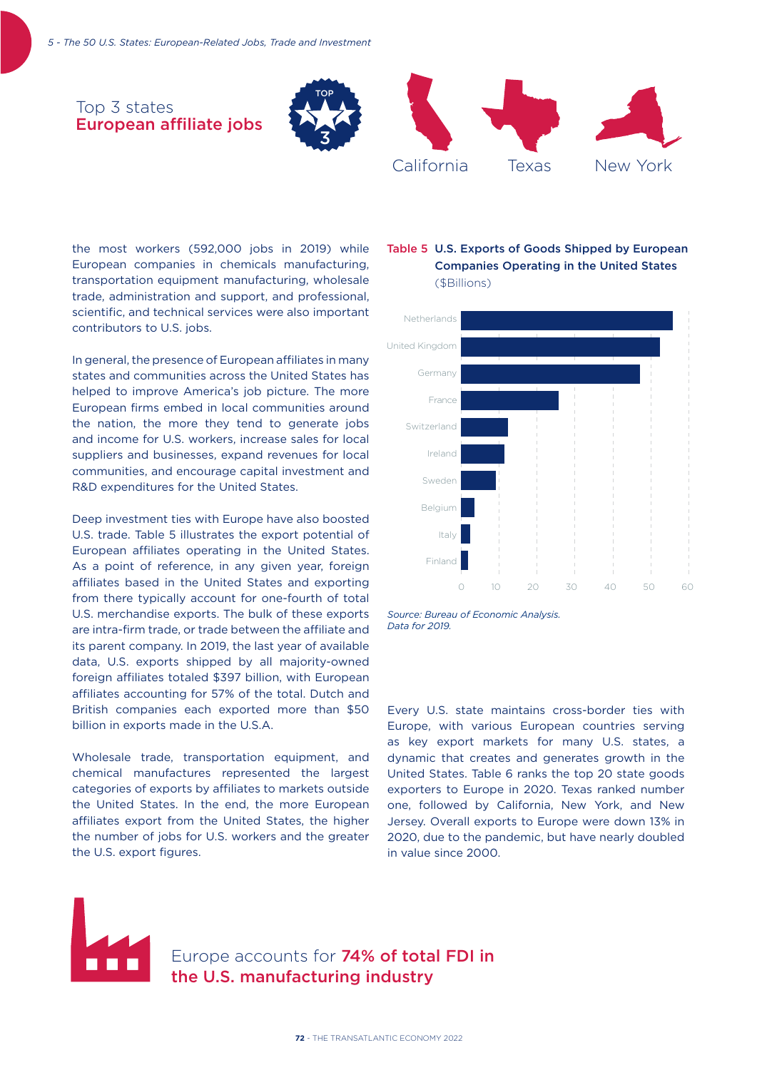Top 3 states
**European affiliate jobs**

California Texas New York

the most workers (592,000 jobs in 2019) while European companies in chemicals manufacturing, transportation equipment manufacturing, wholesale trade, administration and support, and professional, scientific, and technical services were also important contributors to U.S. jobs.

In general, the presence of European affiliates in many states and communities across the United States has helped to improve America's job picture. The more European firms embed in local communities around the nation, the more they tend to generate jobs and income for U.S. workers, increase sales for local suppliers and businesses, expand revenues for local communities, and encourage capital investment and R&D expenditures for the United States.

Deep investment ties with Europe have also boosted U.S. trade. Table 5 illustrates the export potential of European affiliates operating in the United States. As a point of reference, in any given year, foreign affiliates based in the United States and exporting from there typically account for one-fourth of total U.S. merchandise exports. The bulk of these exports are intra-firm trade, or trade between the affiliate and its parent company. In 2019, the last year of available data, U.S. exports shipped by all majority-owned foreign affiliates totaled $397 billion, with European affiliates accounting for 57% of the total. Dutch and British companies each exported more than $50 billion in exports made in the U.S.A.

Wholesale trade, transportation equipment, and chemical manufactures represented the largest categories of exports by affiliates to markets outside the United States. In the end, the more European affiliates export from the United States, the higher the number of jobs for U.S. workers and the greater the U.S. export figures.

**Table 5 U.S. Exports of Goods Shipped by European Companies Operating in the United States** ($Billions)

| Country |
|---|
| Netherlands |
| United Kingdom |
| Germany |
| France |
| Switzerland |
| Ireland |
| Sweden |
| Belgium |
| Italy |
| Finland |

Axis: 0, 10, 20, 30, 40, 50, 60

*Source: Bureau of Economic Analysis. Data for 2019.*

Every U.S. state maintains cross-border ties with Europe, with various European countries serving as key export markets for many U.S. states, a dynamic that creates and generates growth in the United States. Table 6 ranks the top 20 state goods exporters to Europe in 2020. Texas ranked number one, followed by California, New York, and New Jersey. Overall exports to Europe were down 13% in 2020, due to the pandemic, but have nearly doubled in value since 2000.

Europe accounts for **74% of total FDI in the U.S. manufacturing industry**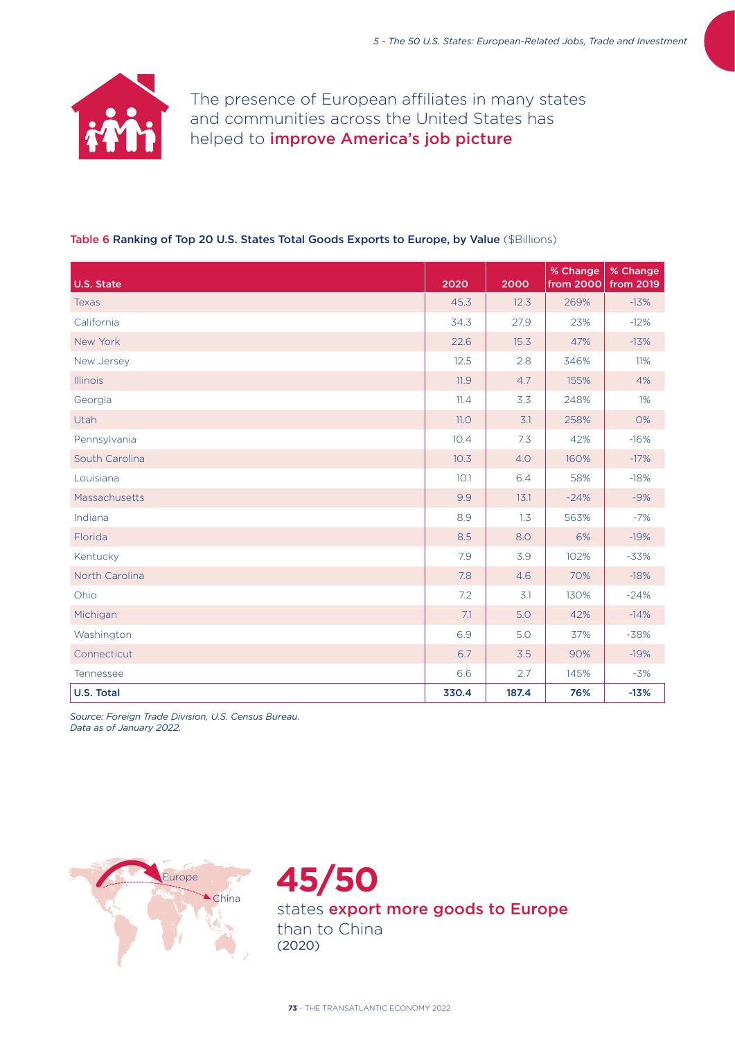The presence of European affiliates in many states and communities across the United States has helped to **improve America's job picture**

**Table 6 Ranking of Top 20 U.S. States Total Goods Exports to Europe, by Value** ($Billions)

| U.S. State | 2020 | 2000 | % Change from 2000 | % Change from 2019 |
|---|---|---|---|---|
| Texas | 45.3 | 12.3 | 269% | -13% |
| California | 34.3 | 27.9 | 23% | -12% |
| New York | 22.6 | 15.3 | 47% | -13% |
| New Jersey | 12.5 | 2.8 | 346% | 11% |
| Illinois | 11.9 | 4.7 | 155% | 4% |
| Georgia | 11.4 | 3.3 | 248% | 1% |
| Utah | 11.0 | 3.1 | 258% | 0% |
| Pennsylvania | 10.4 | 7.3 | 42% | -16% |
| South Carolina | 10.3 | 4.0 | 160% | -17% |
| Louisiana | 10.1 | 6.4 | 58% | -18% |
| Massachusetts | 9.9 | 13.1 | -24% | -9% |
| Indiana | 8.9 | 1.3 | 563% | -7% |
| Florida | 8.5 | 8.0 | 6% | -19% |
| Kentucky | 7.9 | 3.9 | 102% | -33% |
| North Carolina | 7.8 | 4.6 | 70% | -18% |
| Ohio | 7.2 | 3.1 | 130% | -24% |
| Michigan | 7.1 | 5.0 | 42% | -14% |
| Washington | 6.9 | 5.0 | 37% | -38% |
| Connecticut | 6.7 | 3.5 | 90% | -19% |
| Tennessee | 6.6 | 2.7 | 145% | -3% |
| **U.S. Total** | **330.4** | **187.4** | **76%** | **-13%** |

*Source: Foreign Trade Division, U.S. Census Bureau.*
*Data as of January 2022.*

**45/50**

states **export more goods to Europe** than to China (2020)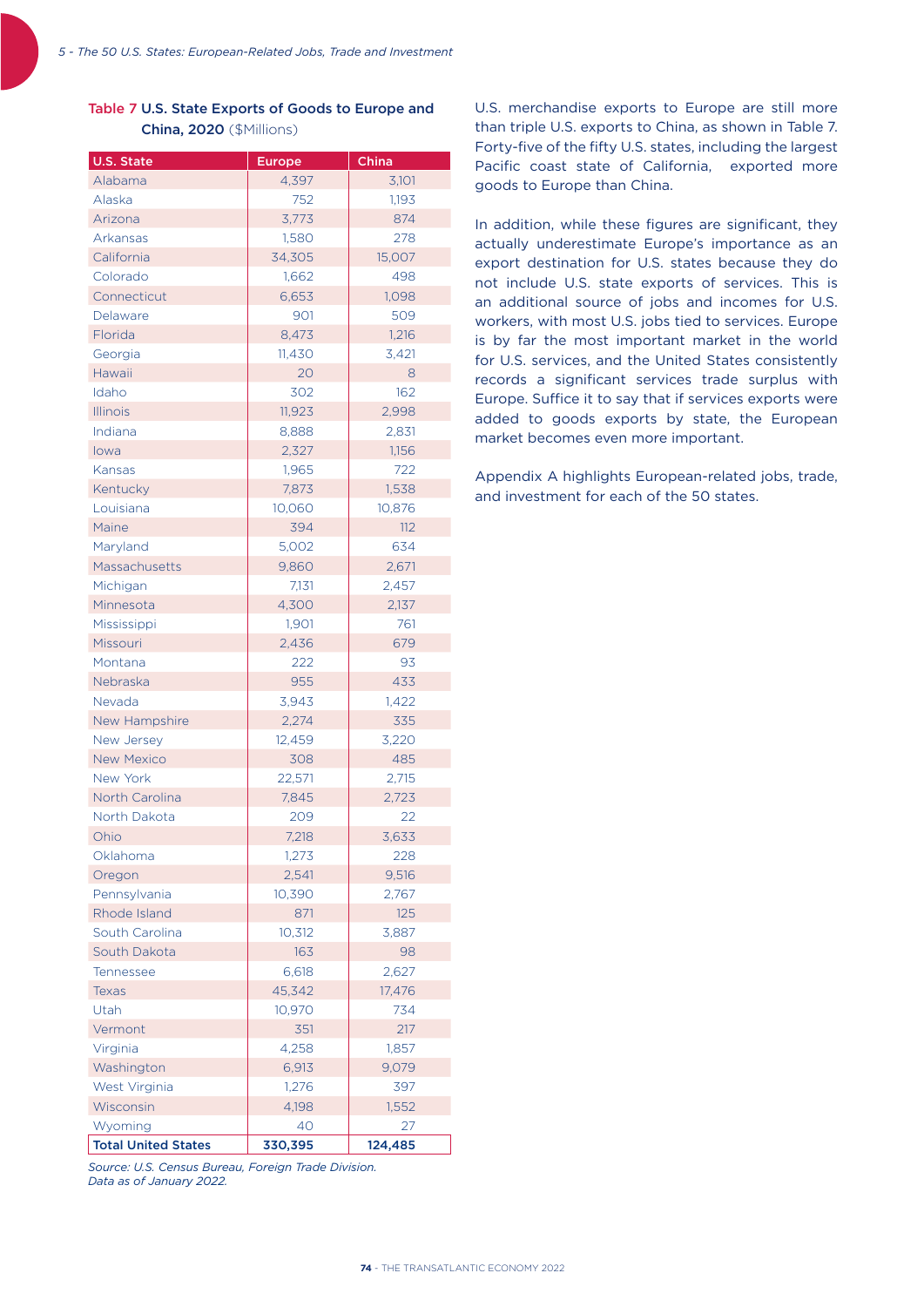**Table 7** U.S. State Exports of Goods to Europe and China, 2020 ($Millions)

| U.S. State | Europe | China |
|---|---|---|
| Alabama | 4,397 | 3,101 |
| Alaska | 752 | 1,193 |
| Arizona | 3,773 | 874 |
| Arkansas | 1,580 | 278 |
| California | 34,305 | 15,007 |
| Colorado | 1,662 | 498 |
| Connecticut | 6,653 | 1,098 |
| Delaware | 901 | 509 |
| Florida | 8,473 | 1,216 |
| Georgia | 11,430 | 3,421 |
| Hawaii | 20 | 8 |
| Idaho | 302 | 162 |
| Illinois | 11,923 | 2,998 |
| Indiana | 8,888 | 2,831 |
| Iowa | 2,327 | 1,156 |
| Kansas | 1,965 | 722 |
| Kentucky | 7,873 | 1,538 |
| Louisiana | 10,060 | 10,876 |
| Maine | 394 | 112 |
| Maryland | 5,002 | 634 |
| Massachusetts | 9,860 | 2,671 |
| Michigan | 7,131 | 2,457 |
| Minnesota | 4,300 | 2,137 |
| Mississippi | 1,901 | 761 |
| Missouri | 2,436 | 679 |
| Montana | 222 | 93 |
| Nebraska | 955 | 433 |
| Nevada | 3,943 | 1,422 |
| New Hampshire | 2,274 | 335 |
| New Jersey | 12,459 | 3,220 |
| New Mexico | 308 | 485 |
| New York | 22,571 | 2,715 |
| North Carolina | 7,845 | 2,723 |
| North Dakota | 209 | 22 |
| Ohio | 7,218 | 3,633 |
| Oklahoma | 1,273 | 228 |
| Oregon | 2,541 | 9,516 |
| Pennsylvania | 10,390 | 2,767 |
| Rhode Island | 871 | 125 |
| South Carolina | 10,312 | 3,887 |
| South Dakota | 163 | 98 |
| Tennessee | 6,618 | 2,627 |
| Texas | 45,342 | 17,476 |
| Utah | 10,970 | 734 |
| Vermont | 351 | 217 |
| Virginia | 4,258 | 1,857 |
| Washington | 6,913 | 9,079 |
| West Virginia | 1,276 | 397 |
| Wisconsin | 4,198 | 1,552 |
| Wyoming | 40 | 27 |
| **Total United States** | **330,395** | **124,485** |

*Source: U.S. Census Bureau, Foreign Trade Division. Data as of January 2022.*

U.S. merchandise exports to Europe are still more than triple U.S. exports to China, as shown in Table 7. Forty-five of the fifty U.S. states, including the largest Pacific coast state of California, exported more goods to Europe than China.

In addition, while these figures are significant, they actually underestimate Europe's importance as an export destination for U.S. states because they do not include U.S. state exports of services. This is an additional source of jobs and incomes for U.S. workers, with most U.S. jobs tied to services. Europe is by far the most important market in the world for U.S. services, and the United States consistently records a significant services trade surplus with Europe. Suffice it to say that if services exports were added to goods exports by state, the European market becomes even more important.

Appendix A highlights European-related jobs, trade, and investment for each of the 50 states.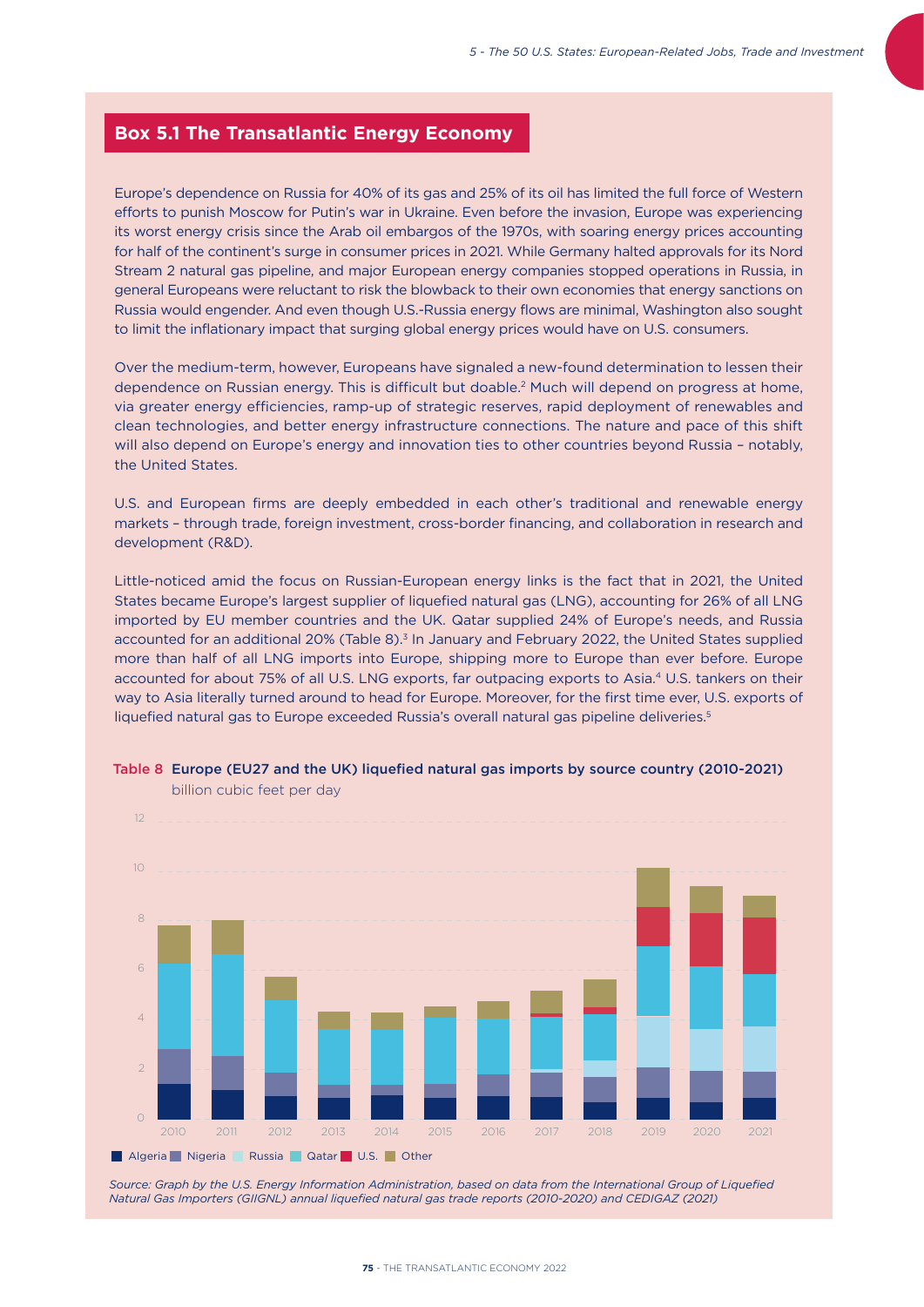## Box 5.1 The Transatlantic Energy Economy

Europe's dependence on Russia for 40% of its gas and 25% of its oil has limited the full force of Western efforts to punish Moscow for Putin's war in Ukraine. Even before the invasion, Europe was experiencing its worst energy crisis since the Arab oil embargos of the 1970s, with soaring energy prices accounting for half of the continent's surge in consumer prices in 2021. While Germany halted approvals for its Nord Stream 2 natural gas pipeline, and major European energy companies stopped operations in Russia, in general Europeans were reluctant to risk the blowback to their own economies that energy sanctions on Russia would engender. And even though U.S.-Russia energy flows are minimal, Washington also sought to limit the inflationary impact that surging global energy prices would have on U.S. consumers.

Over the medium-term, however, Europeans have signaled a new-found determination to lessen their dependence on Russian energy. This is difficult but doable.[2] Much will depend on progress at home, via greater energy efficiencies, ramp-up of strategic reserves, rapid deployment of renewables and clean technologies, and better energy infrastructure connections. The nature and pace of this shift will also depend on Europe's energy and innovation ties to other countries beyond Russia – notably, the United States.

U.S. and European firms are deeply embedded in each other's traditional and renewable energy markets – through trade, foreign investment, cross-border financing, and collaboration in research and development (R&D).

Little-noticed amid the focus on Russian-European energy links is the fact that in 2021, the United States became Europe's largest supplier of liquefied natural gas (LNG), accounting for 26% of all LNG imported by EU member countries and the UK. Qatar supplied 24% of Europe's needs, and Russia accounted for an additional 20% (Table 8).[3] In January and February 2022, the United States supplied more than half of all LNG imports into Europe, shipping more to Europe than ever before. Europe accounted for about 75% of all U.S. LNG exports, far outpacing exports to Asia.[4] U.S. tankers on their way to Asia literally turned around to head for Europe. Moreover, for the first time ever, U.S. exports of liquefied natural gas to Europe exceeded Russia's overall natural gas pipeline deliveries.[5]

**Table 8 Europe (EU27 and the UK) liquefied natural gas imports by source country (2010-2021)**
billion cubic feet per day

Legend: Algeria, Nigeria, Russia, Qatar, U.S., Other (years 2010–2021; y-axis 0–12)

*Source: Graph by the U.S. Energy Information Administration, based on data from the International Group of Liquefied Natural Gas Importers (GIIGNL) annual liquefied natural gas trade reports (2010-2020) and CEDIGAZ (2021)*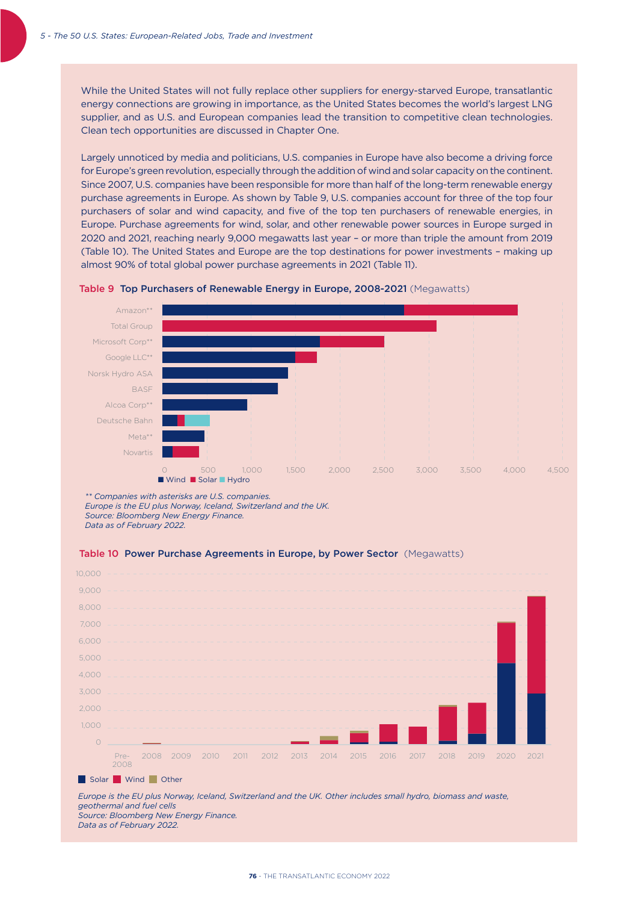While the United States will not fully replace other suppliers for energy-starved Europe, transatlantic energy connections are growing in importance, as the United States becomes the world's largest LNG supplier, and as U.S. and European companies lead the transition to competitive clean technologies. Clean tech opportunities are discussed in Chapter One.

Largely unnoticed by media and politicians, U.S. companies in Europe have also become a driving force for Europe's green revolution, especially through the addition of wind and solar capacity on the continent. Since 2007, U.S. companies have been responsible for more than half of the long-term renewable energy purchase agreements in Europe. As shown by Table 9, U.S. companies account for three of the top four purchasers of solar and wind capacity, and five of the top ten purchasers of renewable energies, in Europe. Purchase agreements for wind, solar, and other renewable power sources in Europe surged in 2020 and 2021, reaching nearly 9,000 megawatts last year – or more than triple the amount from 2019 (Table 10). The United States and Europe are the top destinations for power investments – making up almost 90% of total global power purchase agreements in 2021 (Table 11).

**Table 9 Top Purchasers of Renewable Energy in Europe, 2008-2021** (Megawatts)

Companies shown (top to bottom): Amazon**, Total Group, Microsoft Corp**, Google LLC**, Norsk Hydro ASA, BASF, Alcoa Corp**, Deutsche Bahn, Meta**, Novartis

Axis: 0, 500, 1,000, 1,500, 2,000, 2,500, 3,000, 3,500, 4,000, 4,500

Legend: Wind, Solar, Hydro

*** Companies with asterisks are U.S. companies.*
*Europe is the EU plus Norway, Iceland, Switzerland and the UK.*
*Source: Bloomberg New Energy Finance.*
*Data as of February 2022.*

**Table 10 Power Purchase Agreements in Europe, by Power Sector** (Megawatts)

Axis: 0 to 10,000; years: Pre-2008, 2008, 2009, 2010, 2011, 2012, 2013, 2014, 2015, 2016, 2017, 2018, 2019, 2020, 2021

Legend: Solar, Wind, Other

*Europe is the EU plus Norway, Iceland, Switzerland and the UK. Other includes small hydro, biomass and waste, geothermal and fuel cells*
*Source: Bloomberg New Energy Finance.*
*Data as of February 2022.*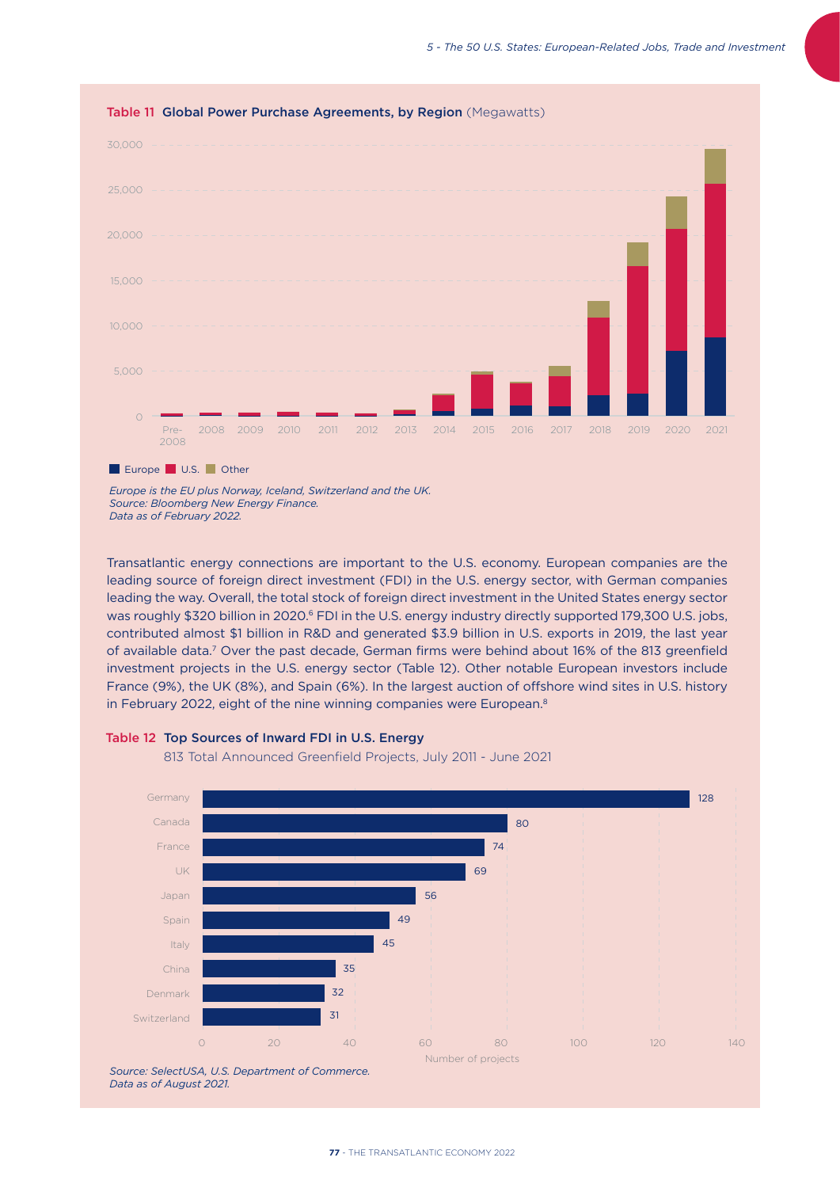**Table 11 Global Power Purchase Agreements, by Region** (Megawatts)

Europe ■ U.S. ■ Other

*Europe is the EU plus Norway, Iceland, Switzerland and the UK.*
*Source: Bloomberg New Energy Finance.*
*Data as of February 2022.*

Transatlantic energy connections are important to the U.S. economy. European companies are the leading source of foreign direct investment (FDI) in the U.S. energy sector, with German companies leading the way. Overall, the total stock of foreign direct investment in the United States energy sector was roughly $320 billion in 2020.[6] FDI in the U.S. energy industry directly supported 179,300 U.S. jobs, contributed almost $1 billion in R&D and generated $3.9 billion in U.S. exports in 2019, the last year of available data.[7] Over the past decade, German firms were behind about 16% of the 813 greenfield investment projects in the U.S. energy sector (Table 12). Other notable European investors include France (9%), the UK (8%), and Spain (6%). In the largest auction of offshore wind sites in U.S. history in February 2022, eight of the nine winning companies were European.[8]

**Table 12 Top Sources of Inward FDI in U.S. Energy**

813 Total Announced Greenfield Projects, July 2011 - June 2021

| Country | Number of projects |
|---|---|
| Germany | 128 |
| Canada | 80 |
| France | 74 |
| UK | 69 |
| Japan | 56 |
| Spain | 49 |
| Italy | 45 |
| China | 35 |
| Denmark | 32 |
| Switzerland | 31 |

*Source: SelectUSA, U.S. Department of Commerce.*
*Data as of August 2021.*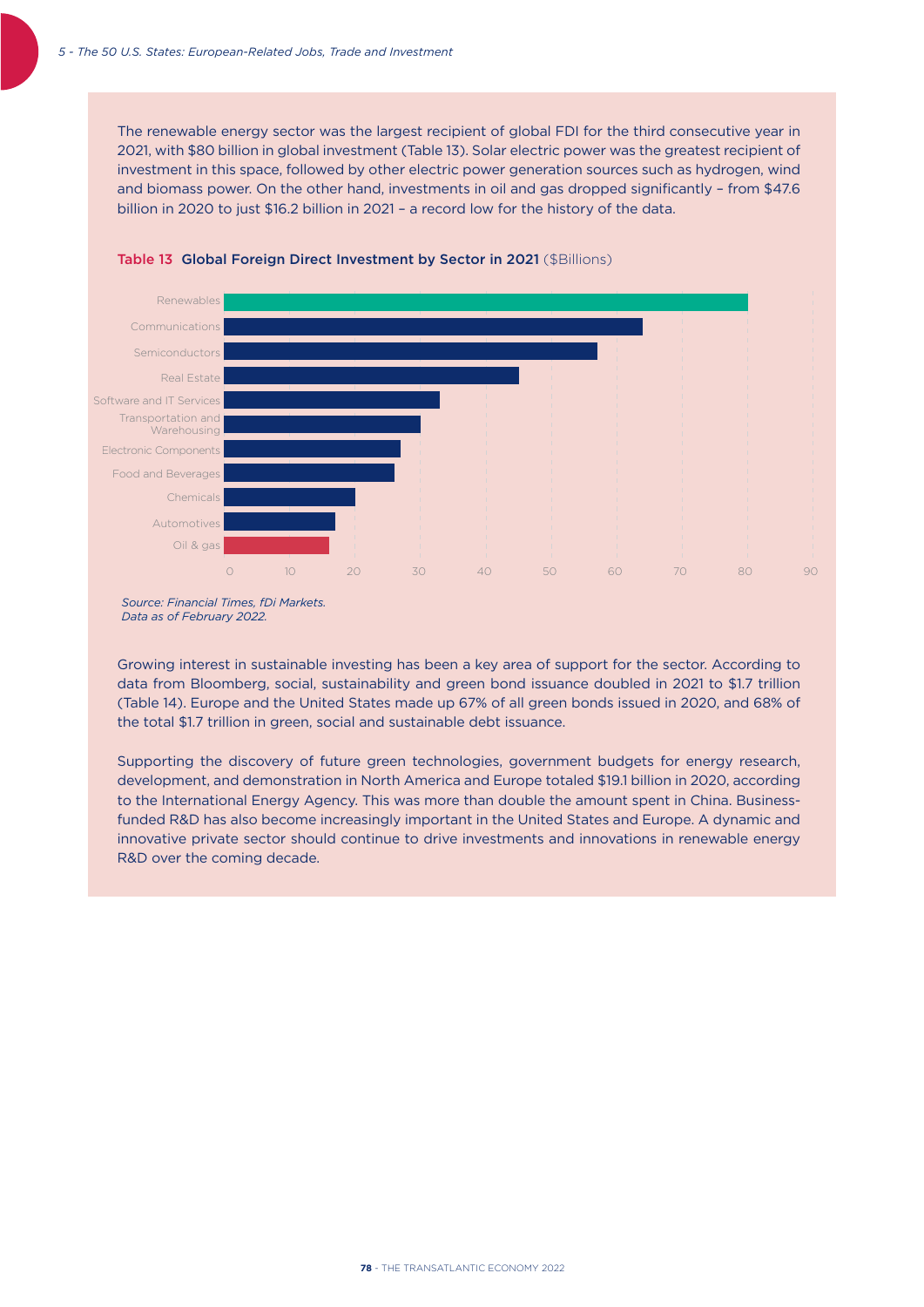The renewable energy sector was the largest recipient of global FDI for the third consecutive year in 2021, with $80 billion in global investment (Table 13). Solar electric power was the greatest recipient of investment in this space, followed by other electric power generation sources such as hydrogen, wind and biomass power. On the other hand, investments in oil and gas dropped significantly – from $47.6 billion in 2020 to just $16.2 billion in 2021 – a record low for the history of the data.

**Table 13 Global Foreign Direct Investment by Sector in 2021** ($Billions)

Renewables
Communications
Semiconductors
Real Estate
Software and IT Services
Transportation and Warehousing
Electronic Components
Food and Beverages
Chemicals
Automotives
Oil & gas

0 10 20 30 40 50 60 70 80 90

*Source: Financial Times, fDi Markets.*
*Data as of February 2022.*

Growing interest in sustainable investing has been a key area of support for the sector. According to data from Bloomberg, social, sustainability and green bond issuance doubled in 2021 to $1.7 trillion (Table 14). Europe and the United States made up 67% of all green bonds issued in 2020, and 68% of the total $1.7 trillion in green, social and sustainable debt issuance.

Supporting the discovery of future green technologies, government budgets for energy research, development, and demonstration in North America and Europe totaled $19.1 billion in 2020, according to the International Energy Agency. This was more than double the amount spent in China. Business-funded R&D has also become increasingly important in the United States and Europe. A dynamic and innovative private sector should continue to drive investments and innovations in renewable energy R&D over the coming decade.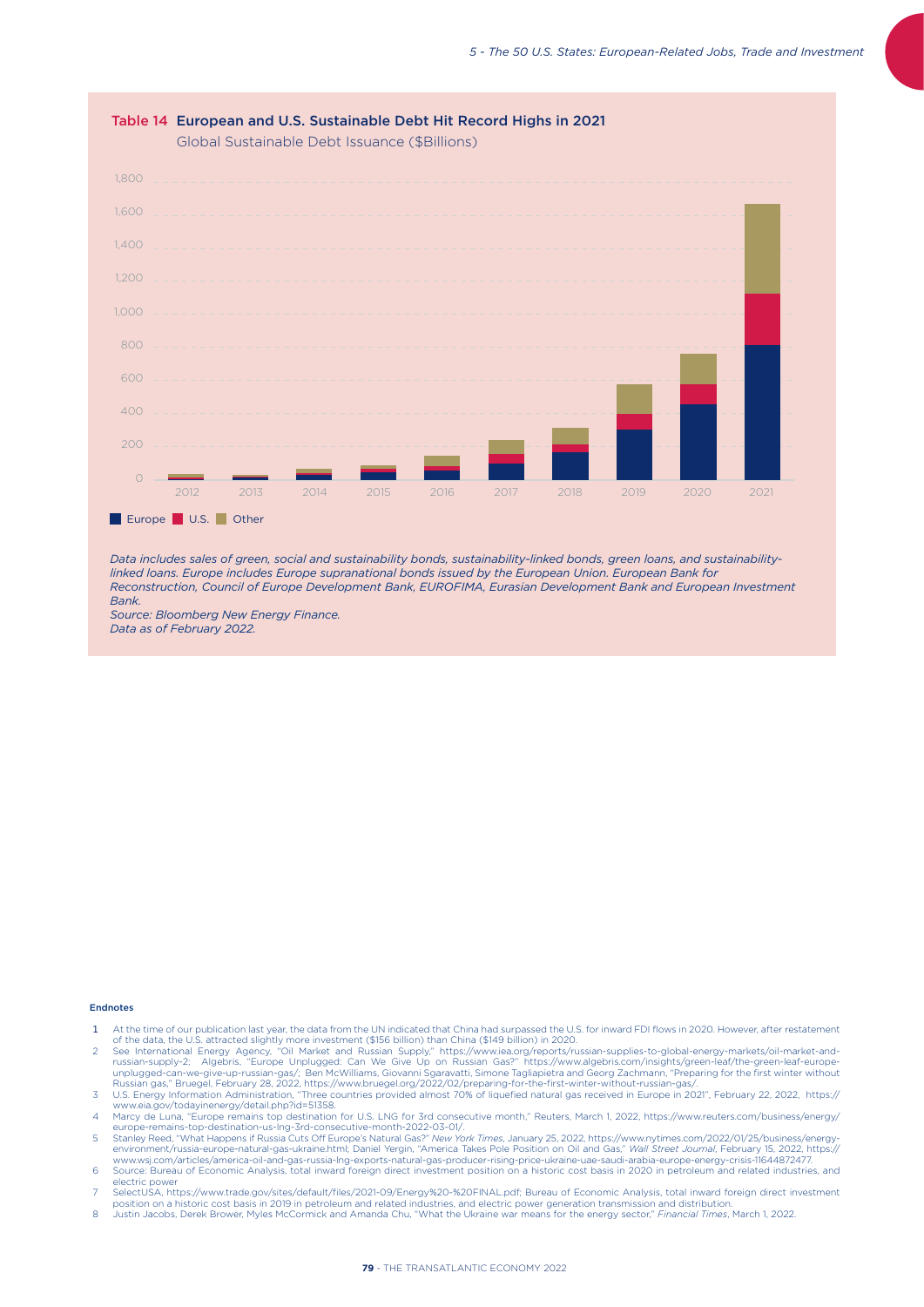## Table 14 European and U.S. Sustainable Debt Hit Record Highs in 2021

Global Sustainable Debt Issuance ($Billions)

1,800
1,600
1,400
1,200
1,000
800
600
400
200
0

2012 2013 2014 2015 2016 2017 2018 2019 2020 2021

Europe U.S. Other

*Data includes sales of green, social and sustainability bonds, sustainability-linked bonds, green loans, and sustainability-linked loans. Europe includes Europe supranational bonds issued by the European Union. European Bank for Reconstruction, Council of Europe Development Bank, EUROFIMA, Eurasian Development Bank and European Investment Bank.*

*Source: Bloomberg New Energy Finance.*

*Data as of February 2022.*

#### Endnotes

1. At the time of our publication last year, the data from the UN indicated that China had surpassed the U.S. for inward FDI flows in 2020. However, after restatement of the data, the U.S. attracted slightly more investment ($156 billion) than China ($149 billion) in 2020.
2. See International Energy Agency, "Oil Market and Russian Supply," https://www.iea.org/reports/russian-supplies-to-global-energy-markets/oil-market-and-russian-supply-2; Algebris, "Europe Unplugged: Can We Give Up on Russian Gas?" https://www.algebris.com/insights/green-leaf/the-green-leaf-europe-unplugged-can-we-give-up-russian-gas/; Ben McWilliams, Giovanni Sgaravatti, Simone Tagliapietra and Georg Zachmann, "Preparing for the first winter without Russian gas," Bruegel, February 28, 2022, https://www.bruegel.org/2022/02/preparing-for-the-first-winter-without-russian-gas/.
3. U.S. Energy Information Administration, "Three countries provided almost 70% of liquefied natural gas received in Europe in 2021", February 22, 2022, https://www.eia.gov/todayinenergy/detail.php?id=51358.
4. Marcy de Luna, "Europe remains top destination for U.S. LNG for 3rd consecutive month," Reuters, March 1, 2022, https://www.reuters.com/business/energy/europe-remains-top-destination-us-lng-3rd-consecutive-month-2022-03-01/.
5. Stanley Reed, "What Happens if Russia Cuts Off Europe's Natural Gas?" *New York Times*, January 25, 2022, https://www.nytimes.com/2022/01/25/business/energy-environment/russia-europe-natural-gas-ukraine.html; Daniel Yergin, "America Takes Pole Position on Oil and Gas," *Wall Street Journal*, February 15, 2022, https://www.wsj.com/articles/america-oil-and-gas-russia-lng-exports-natural-gas-producer-rising-price-ukraine-uae-saudi-arabia-europe-energy-crisis-11644872477.
6. Source: Bureau of Economic Analysis, total inward foreign direct investment position on a historic cost basis in 2020 in petroleum and related industries, and electric power
7. SelectUSA, https://www.trade.gov/sites/default/files/2021-09/Energy%20-%20FINAL.pdf; Bureau of Economic Analysis, total inward foreign direct investment position on a historic cost basis in 2019 in petroleum and related industries, and electric power generation transmission and distribution.
8. Justin Jacobs, Derek Brower, Myles McCormick and Amanda Chu, "What the Ukraine war means for the energy sector," *Financial Times*, March 1, 2022.